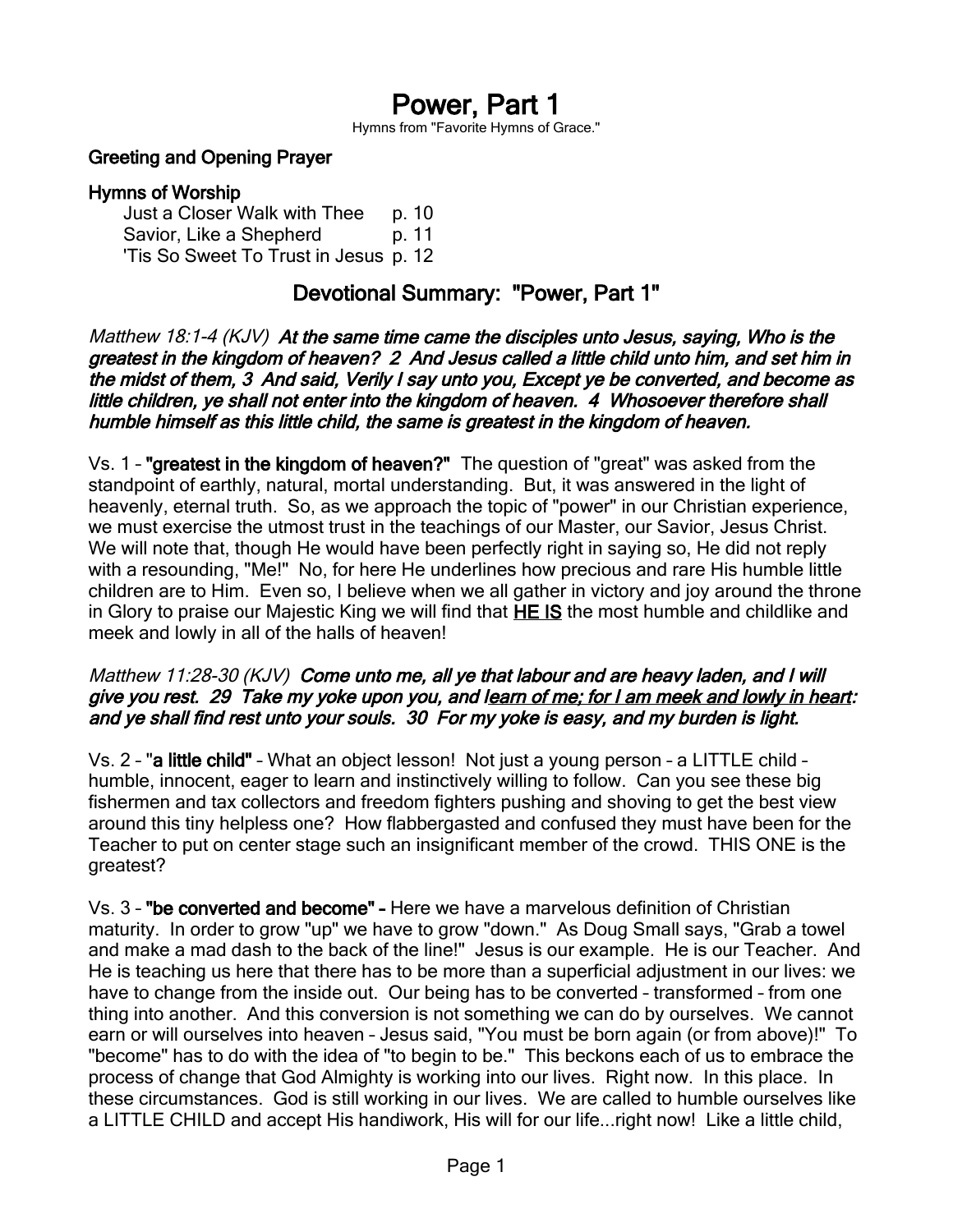# Power, Part 1

Hymns from "Favorite Hymns of Grace."

**Greeting and Opening Prayer**

**Hymns of Worship**

Just a Closer Walk with Thee p. 10
Savior, Like a Shepherd p. 11
'Tis So Sweet To Trust in Jesus p. 12

## Devotional Summary: "Power, Part 1"

*Matthew 18:1-4 (KJV)* ***At the same time came the disciples unto Jesus, saying, Who is the greatest in the kingdom of heaven? 2 And Jesus called a little child unto him, and set him in the midst of them, 3 And said, Verily I say unto you, Except ye be converted, and become as little children, ye shall not enter into the kingdom of heaven. 4 Whosoever therefore shall humble himself as this little child, the same is greatest in the kingdom of heaven.***

Vs. 1 – **"greatest in the kingdom of heaven?"** The question of "great" was asked from the standpoint of earthly, natural, mortal understanding. But, it was answered in the light of heavenly, eternal truth. So, as we approach the topic of "power" in our Christian experience, we must exercise the utmost trust in the teachings of our Master, our Savior, Jesus Christ. We will note that, though He would have been perfectly right in saying so, He did not reply with a resounding, "Me!" No, for here He underlines how precious and rare His humble little children are to Him. Even so, I believe when we all gather in victory and joy around the throne in Glory to praise our Majestic King we will find that <u>**HE IS**</u> the most humble and childlike and meek and lowly in all of the halls of heaven!

*Matthew 11:28-30 (KJV)* ***Come unto me, all ye that labour and are heavy laden, and I will give you rest. 29 Take my yoke upon you, and <u>learn of me; for I am meek and lowly in heart</u>: and ye shall find rest unto your souls. 30 For my yoke is easy, and my burden is light.***

Vs. 2 – "**a little child**" – What an object lesson! Not just a young person – a LITTLE child – humble, innocent, eager to learn and instinctively willing to follow. Can you see these big fishermen and tax collectors and freedom fighters pushing and shoving to get the best view around this tiny helpless one? How flabbergasted and confused they must have been for the Teacher to put on center stage such an insignificant member of the crowd. THIS ONE is the greatest?

Vs. 3 – **"be converted and become" –** Here we have a marvelous definition of Christian maturity. In order to grow "up" we have to grow "down." As Doug Small says, "Grab a towel and make a mad dash to the back of the line!" Jesus is our example. He is our Teacher. And He is teaching us here that there has to be more than a superficial adjustment in our lives: we have to change from the inside out. Our being has to be converted – transformed – from one thing into another. And this conversion is not something we can do by ourselves. We cannot earn or will ourselves into heaven – Jesus said, "You must be born again (or from above)!" To "become" has to do with the idea of "to begin to be." This beckons each of us to embrace the process of change that God Almighty is working into our lives. Right now. In this place. In these circumstances. God is still working in our lives. We are called to humble ourselves like a LITTLE CHILD and accept His handiwork, His will for our life...right now! Like a little child,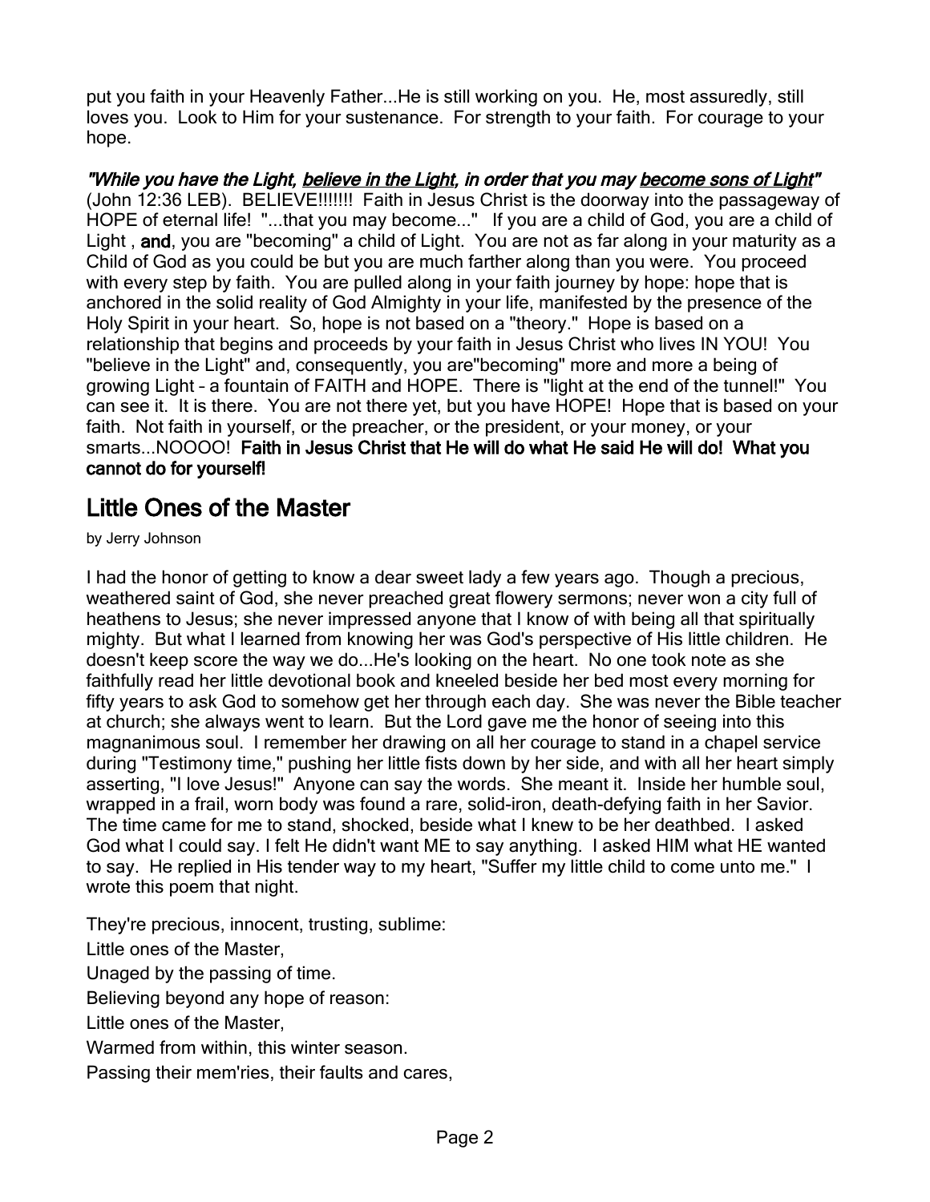put you faith in your Heavenly Father...He is still working on you. He, most assuredly, still loves you. Look to Him for your sustenance. For strength to your faith. For courage to your hope.

***"While you have the Light, <u>believe in the Light</u>, in order that you may <u>become sons of Light</u>"*** (John 12:36 LEB). BELIEVE!!!!!!! Faith in Jesus Christ is the doorway into the passageway of HOPE of eternal life! "...that you may become..." If you are a child of God, you are a child of Light , **and**, you are "becoming" a child of Light. You are not as far along in your maturity as a Child of God as you could be but you are much farther along than you were. You proceed with every step by faith. You are pulled along in your faith journey by hope: hope that is anchored in the solid reality of God Almighty in your life, manifested by the presence of the Holy Spirit in your heart. So, hope is not based on a "theory." Hope is based on a relationship that begins and proceeds by your faith in Jesus Christ who lives IN YOU! You "believe in the Light" and, consequently, you are"becoming" more and more a being of growing Light – a fountain of FAITH and HOPE. There is "light at the end of the tunnel!" You can see it. It is there. You are not there yet, but you have HOPE! Hope that is based on your faith. Not faith in yourself, or the preacher, or the president, or your money, or your smarts...NOOOO! **Faith in Jesus Christ that He will do what He said He will do! What you cannot do for yourself!**

## Little Ones of the Master

by Jerry Johnson

I had the honor of getting to know a dear sweet lady a few years ago. Though a precious, weathered saint of God, she never preached great flowery sermons; never won a city full of heathens to Jesus; she never impressed anyone that I know of with being all that spiritually mighty. But what I learned from knowing her was God's perspective of His little children. He doesn't keep score the way we do...He's looking on the heart. No one took note as she faithfully read her little devotional book and kneeled beside her bed most every morning for fifty years to ask God to somehow get her through each day. She was never the Bible teacher at church; she always went to learn. But the Lord gave me the honor of seeing into this magnanimous soul. I remember her drawing on all her courage to stand in a chapel service during "Testimony time," pushing her little fists down by her side, and with all her heart simply asserting, "I love Jesus!" Anyone can say the words. She meant it. Inside her humble soul, wrapped in a frail, worn body was found a rare, solid-iron, death-defying faith in her Savior. The time came for me to stand, shocked, beside what I knew to be her deathbed. I asked God what I could say. I felt He didn't want ME to say anything. I asked HIM what HE wanted to say. He replied in His tender way to my heart, "Suffer my little child to come unto me." I wrote this poem that night.

They're precious, innocent, trusting, sublime:  
Little ones of the Master,  
Unaged by the passing of time.  
Believing beyond any hope of reason:  
Little ones of the Master,  
Warmed from within, this winter season.  
Passing their mem'ries, their faults and cares,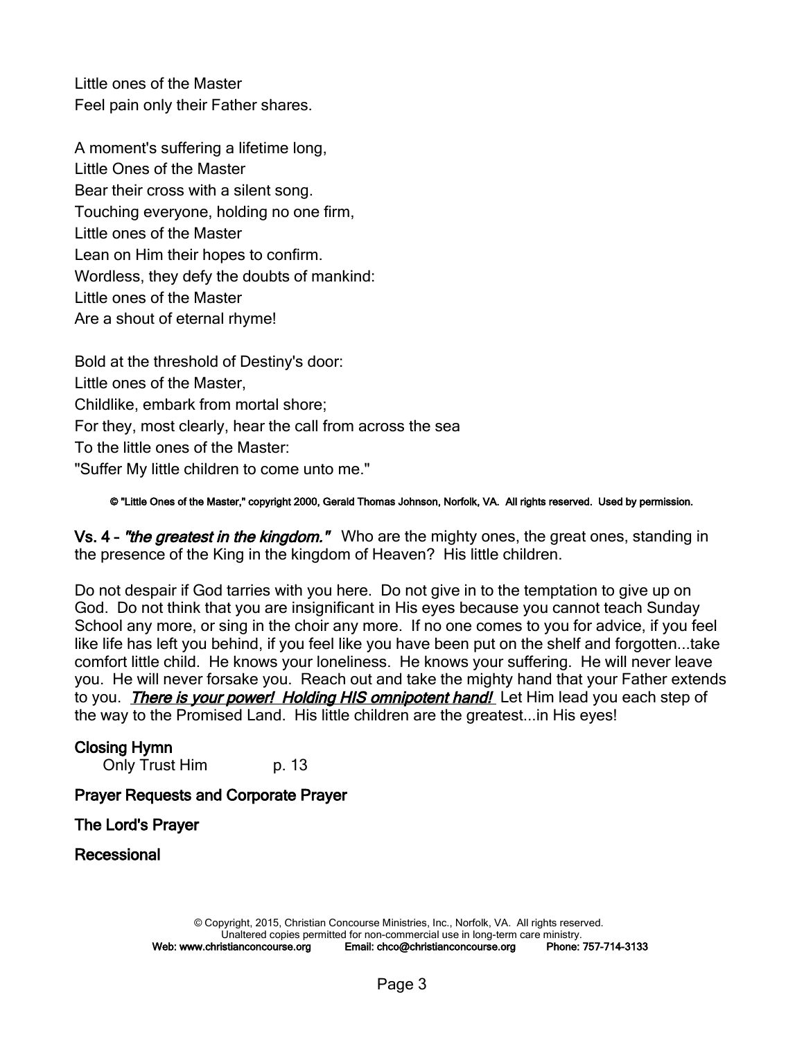Little ones of the Master
Feel pain only their Father shares.

A moment's suffering a lifetime long,
Little Ones of the Master
Bear their cross with a silent song.
Touching everyone, holding no one firm,
Little ones of the Master
Lean on Him their hopes to confirm.
Wordless, they defy the doubts of mankind:
Little ones of the Master
Are a shout of eternal rhyme!

Bold at the threshold of Destiny's door:
Little ones of the Master,
Childlike, embark from mortal shore;
For they, most clearly, hear the call from across the sea
To the little ones of the Master:
"Suffer My little children to come unto me."

**© "Little Ones of the Master," copyright 2000, Gerald Thomas Johnson, Norfolk, VA. All rights reserved. Used by permission.**

**Vs. 4 –** ***"the greatest in the kingdom."*** Who are the mighty ones, the great ones, standing in the presence of the King in the kingdom of Heaven? His little children.

Do not despair if God tarries with you here. Do not give in to the temptation to give up on God. Do not think that you are insignificant in His eyes because you cannot teach Sunday School any more, or sing in the choir any more. If no one comes to you for advice, if you feel like life has left you behind, if you feel like you have been put on the shelf and forgotten...take comfort little child. He knows your loneliness. He knows your suffering. He will never leave you. He will never forsake you. Reach out and take the mighty hand that your Father extends to you. ***There is your power! Holding HIS omnipotent hand!*** Let Him lead you each step of the way to the Promised Land. His little children are the greatest...in His eyes!

**Closing Hymn**

Only Trust Him p. 13

**Prayer Requests and Corporate Prayer**

**The Lord's Prayer**

**Recessional**

© Copyright, 2015, Christian Concourse Ministries, Inc., Norfolk, VA. All rights reserved.
Unaltered copies permitted for non-commercial use in long-term care ministry.
Web: www.christianconcourse.org Email: chco@christianconcourse.org Phone: 757-714-3133